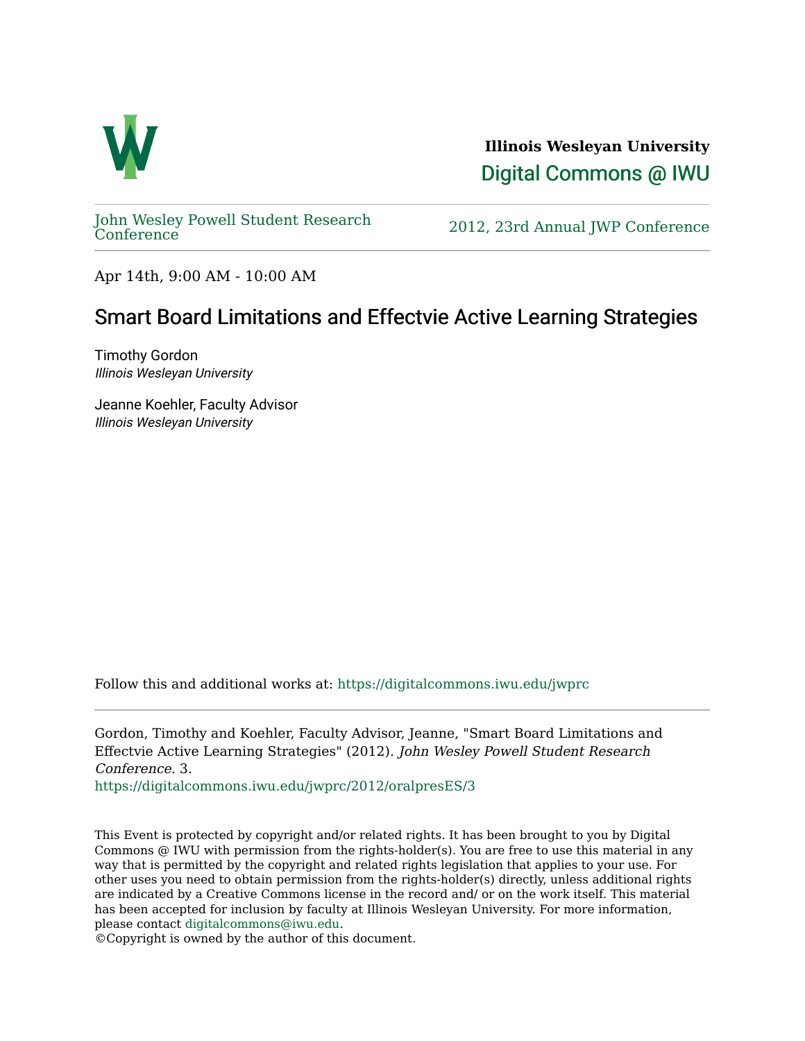**Illinois Wesleyan University**

Digital Commons @ IWU

John Wesley Powell Student Research Conference

2012, 23rd Annual JWP Conference

Apr 14th, 9:00 AM - 10:00 AM

# Smart Board Limitations and Effectvie Active Learning Strategies

Timothy Gordon
*Illinois Wesleyan University*

Jeanne Koehler, Faculty Advisor
*Illinois Wesleyan University*

Follow this and additional works at: https://digitalcommons.iwu.edu/jwprc

Gordon, Timothy and Koehler, Faculty Advisor, Jeanne, "Smart Board Limitations and Effectvie Active Learning Strategies" (2012). *John Wesley Powell Student Research Conference*. 3.
https://digitalcommons.iwu.edu/jwprc/2012/oralpresES/3

This Event is protected by copyright and/or related rights. It has been brought to you by Digital Commons @ IWU with permission from the rights-holder(s). You are free to use this material in any way that is permitted by the copyright and related rights legislation that applies to your use. For other uses you need to obtain permission from the rights-holder(s) directly, unless additional rights are indicated by a Creative Commons license in the record and/ or on the work itself. This material has been accepted for inclusion by faculty at Illinois Wesleyan University. For more information, please contact digitalcommons@iwu.edu.
©Copyright is owned by the author of this document.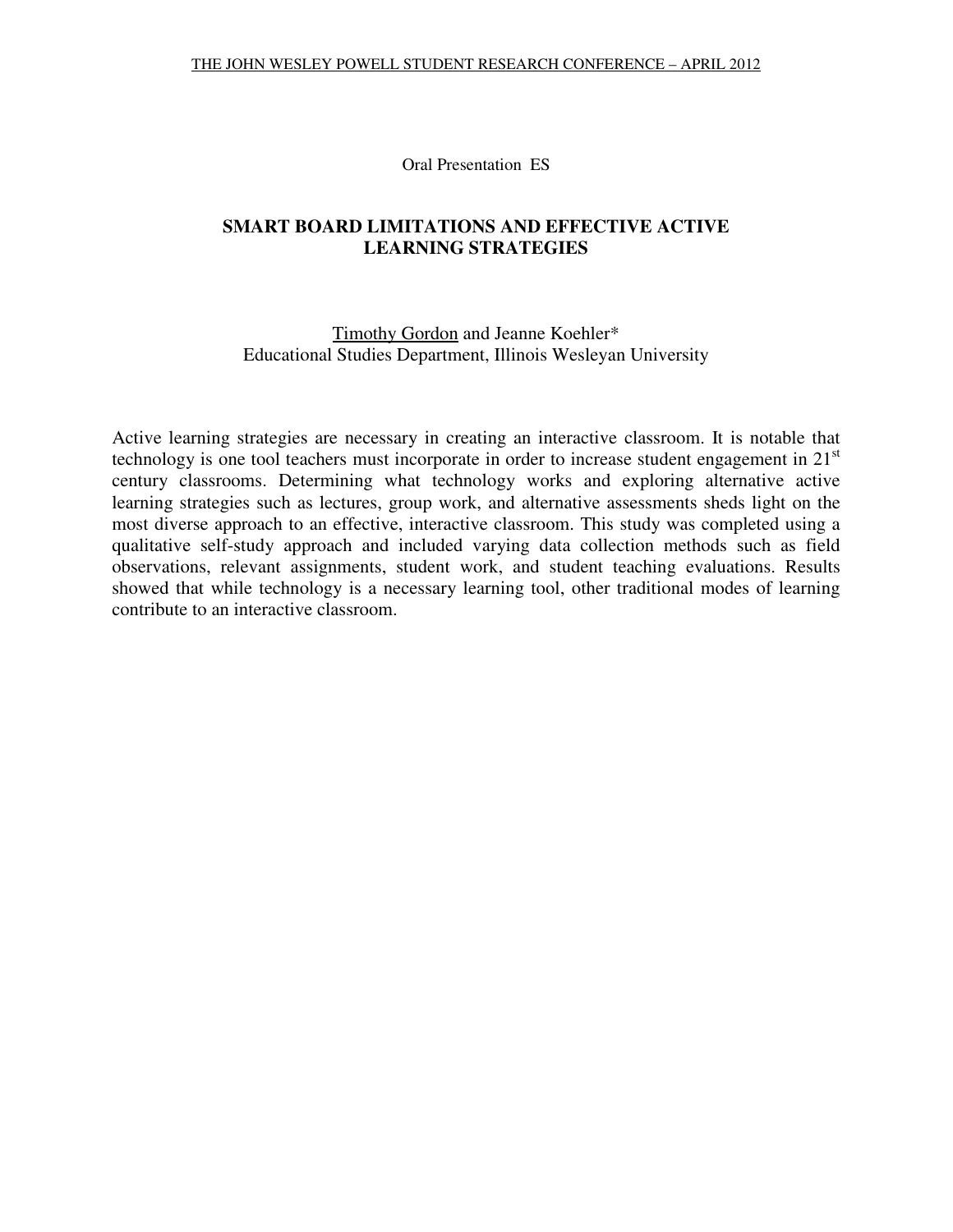Oral Presentation ES

## SMART BOARD LIMITATIONS AND EFFECTIVE ACTIVE LEARNING STRATEGIES

Timothy Gordon and Jeanne Koehler*
Educational Studies Department, Illinois Wesleyan University

Active learning strategies are necessary in creating an interactive classroom. It is notable that technology is one tool teachers must incorporate in order to increase student engagement in 21st century classrooms. Determining what technology works and exploring alternative active learning strategies such as lectures, group work, and alternative assessments sheds light on the most diverse approach to an effective, interactive classroom. This study was completed using a qualitative self-study approach and included varying data collection methods such as field observations, relevant assignments, student work, and student teaching evaluations. Results showed that while technology is a necessary learning tool, other traditional modes of learning contribute to an interactive classroom.